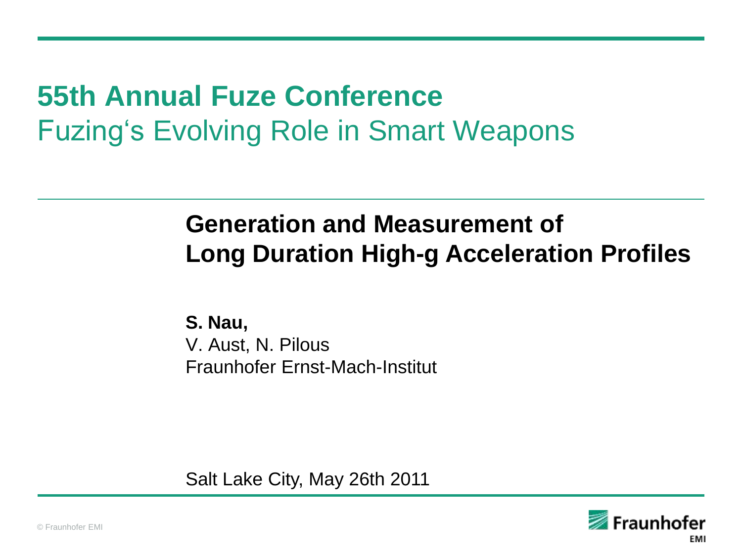# 55th Annual Fuze Conference
## Fuzing‘s Evolving Role in Smart Weapons

## Generation and Measurement of Long Duration High-g Acceleration Profiles

**S. Nau,**
V. Aust, N. Pilous
Fraunhofer Ernst-Mach-Institut

Salt Lake City, May 26th 2011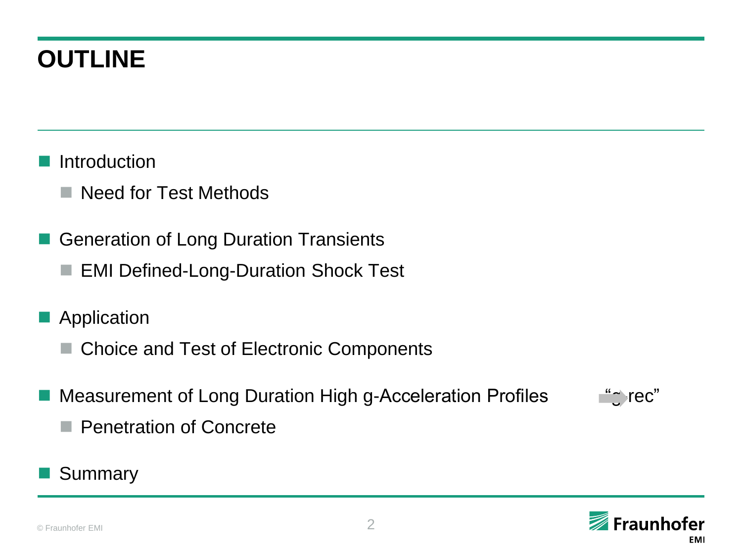# OUTLINE

- Introduction
  - Need for Test Methods
- Generation of Long Duration Transients
  - EMI Defined-Long-Duration Shock Test
- Application
  - Choice and Test of Electronic Components
- Measurement of Long Duration High g-Acceleration Profiles → "g-rec"
  - Penetration of Concrete
- Summary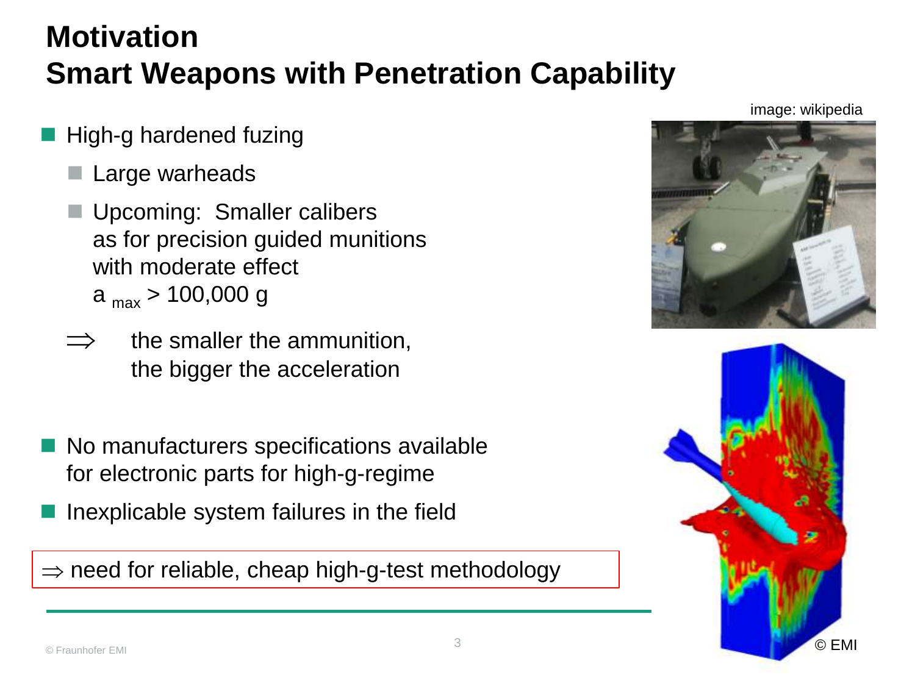# Motivation
# Smart Weapons with Penetration Capability

- High-g hardened fuzing
  - Large warheads
  - Upcoming: Smaller calibers as for precision guided munitions with moderate effect $a_{max} > 100{,}000$ g

  $\Rightarrow$ the smaller the ammunition, the bigger the acceleration

- No manufacturers specifications available for electronic parts for high-g-regime
- Inexplicable system failures in the field

$\Rightarrow$ need for reliable, cheap high-g-test methodology

image: wikipedia

© EMI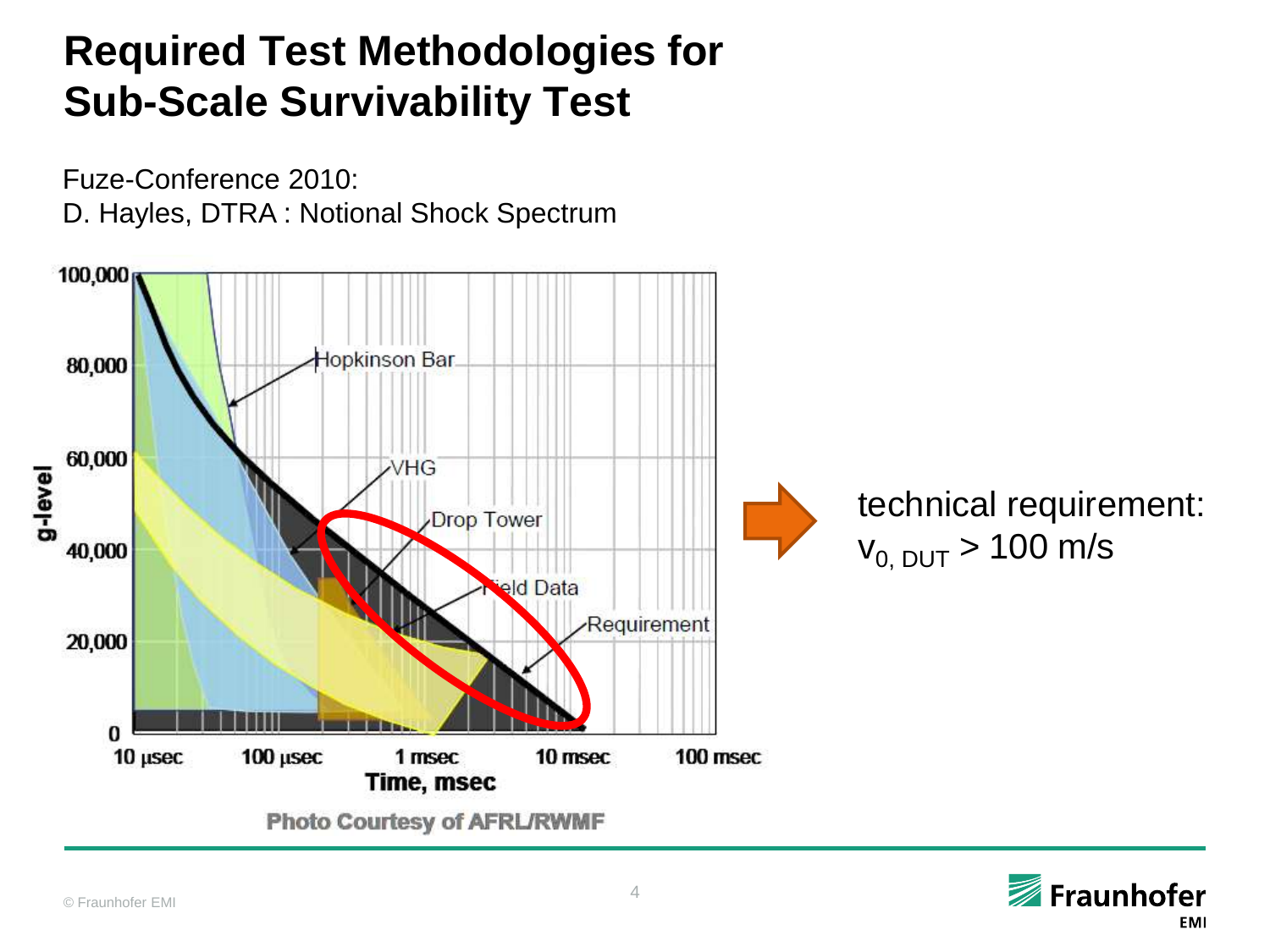# Required Test Methodologies for Sub-Scale Survivability Test

Fuze-Conference 2010:
D. Hayles, DTRA : Notional Shock Spectrum

Photo Courtesy of AFRL/RWMF

technical requirement:
$v_{0,\ DUT} > 100$ m/s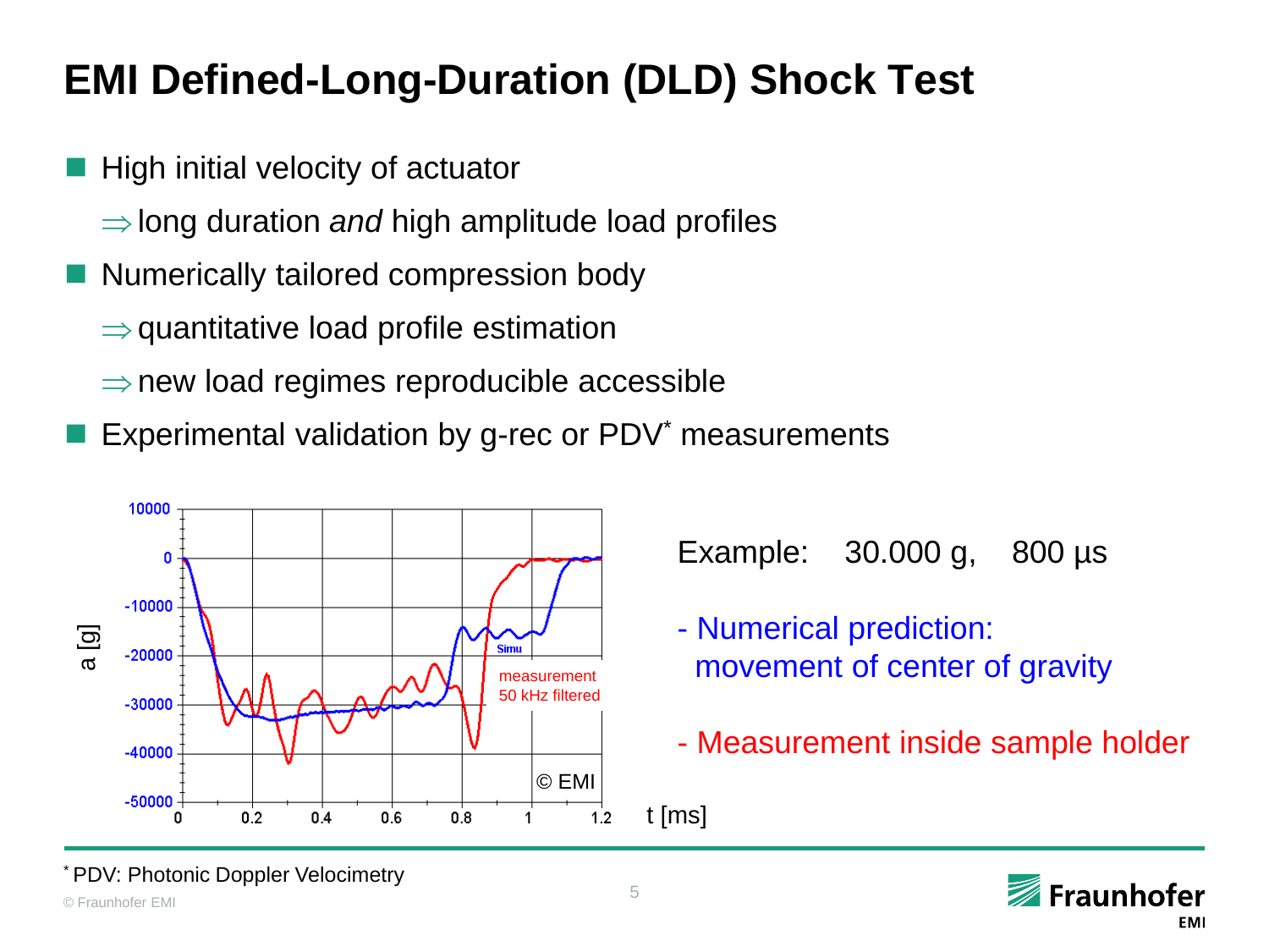# EMI Defined-Long-Duration (DLD) Shock Test

- High initial velocity of actuator
  - ⇒ long duration *and* high amplitude load profiles
- Numerically tailored compression body
  - ⇒ quantitative load profile estimation
  - ⇒ new load regimes reproducible accessible
- Experimental validation by g-rec or PDV* measurements

Example: 30.000 g, 800 µs

- Numerical prediction: movement of center of gravity

- Measurement inside sample holder

\* PDV: Photonic Doppler Velocimetry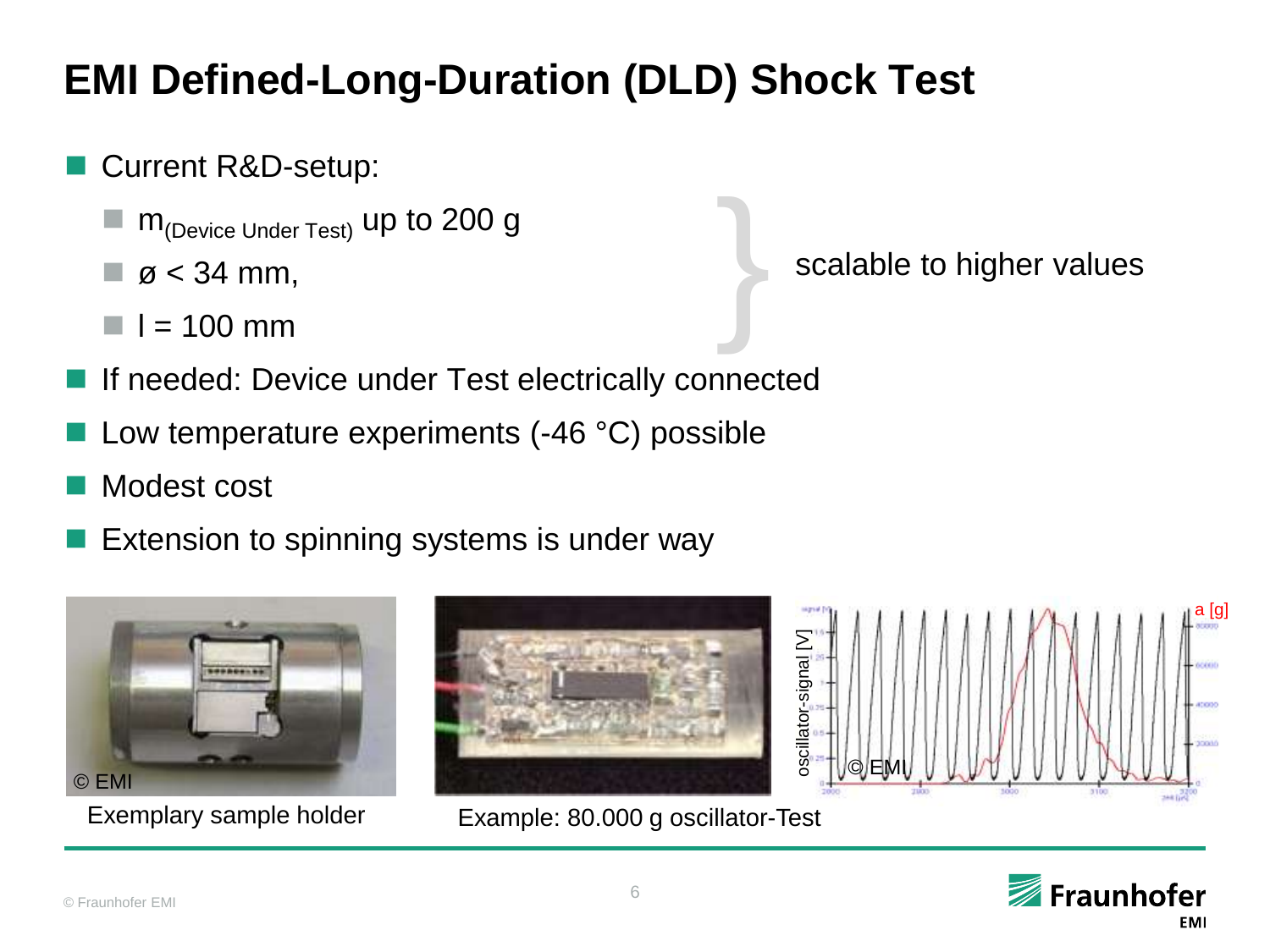# EMI Defined-Long-Duration (DLD) Shock Test

- Current R&D-setup:
  - $m_{(\text{Device Under Test})}$ up to 200 g
  - ø < 34 mm,
  - l = 100 mm

  } scalable to higher values
- If needed: Device under Test electrically connected
- Low temperature experiments (-46 °C) possible
- Modest cost
- Extension to spinning systems is under way

© EMI

Exemplary sample holder

oscillator-signal [V]

a [g]

© EMI

Example: 80.000 g oscillator-Test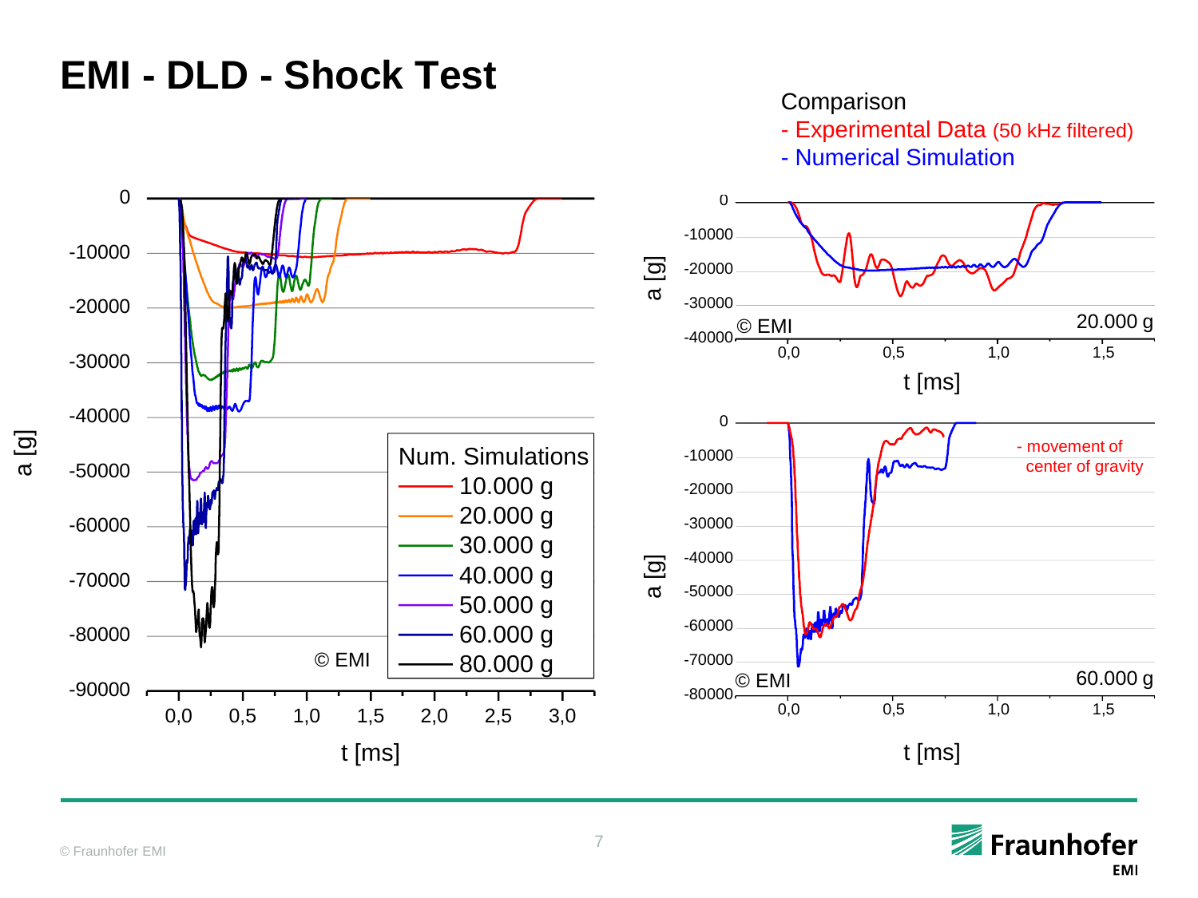# EMI - DLD - Shock Test

Comparison

- Experimental Data (50 kHz filtered)
- Numerical Simulation

Num. Simulations

- 10.000 g
- 20.000 g
- 30.000 g
- 40.000 g
- 50.000 g
- 60.000 g
- 80.000 g

a [g]

t [ms]

© EMI

20.000 g

60.000 g

- movement of center of gravity

© Fraunhofer EMI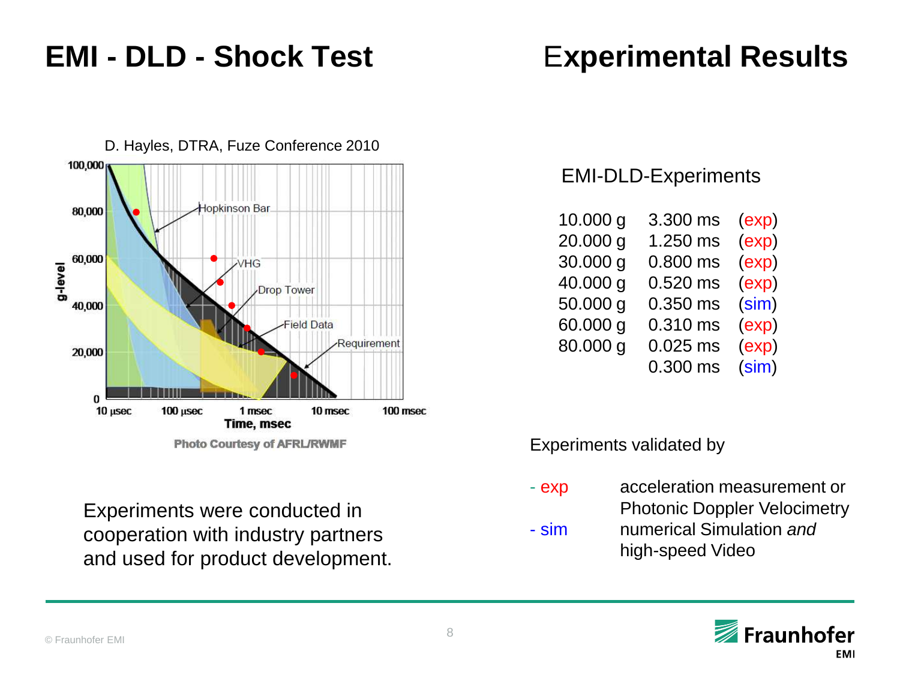# EMI - DLD - Shock Test

# Experimental Results

D. Hayles, DTRA, Fuze Conference 2010

Photo Courtesy of AFRL/RWMF

Experiments were conducted in cooperation with industry partners and used for product development.

## EMI-DLD-Experiments

| | | |
|---|---|---|
| 10.000 g | 3.300 ms | (exp) |
| 20.000 g | 1.250 ms | (exp) |
| 30.000 g | 0.800 ms | (exp) |
| 40.000 g | 0.520 ms | (exp) |
| 50.000 g | 0.350 ms | (sim) |
| 60.000 g | 0.310 ms | (exp) |
| 80.000 g | 0.025 ms | (exp) |
| | 0.300 ms | (sim) |

Experiments validated by

- exp — acceleration measurement or Photonic Doppler Velocimetry
- sim — numerical Simulation *and* high-speed Video

© Fraunhofer EMI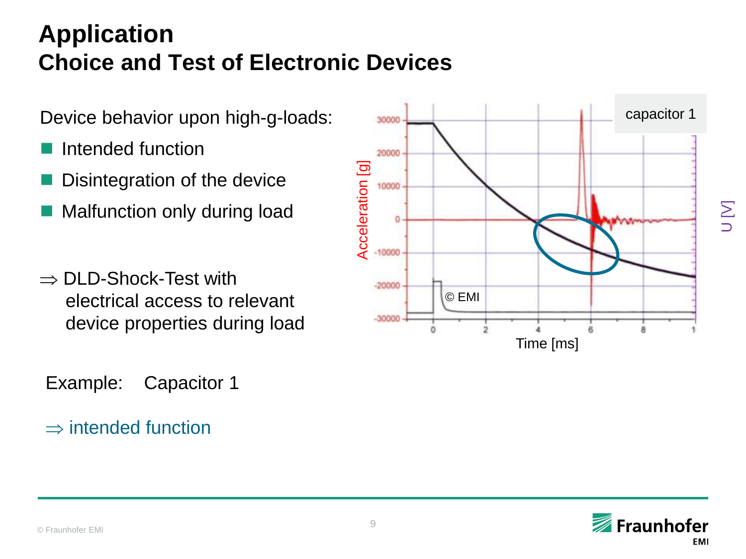# Application
## Choice and Test of Electronic Devices

Device behavior upon high-g-loads:

- Intended function
- Disintegration of the device
- Malfunction only during load

⇒ DLD-Shock-Test with electrical access to relevant device properties during load

capacitor 1

Acceleration [g]

U [V]

Time [ms]

© EMI

Example: Capacitor 1

⇒ intended function

© Fraunhofer EMI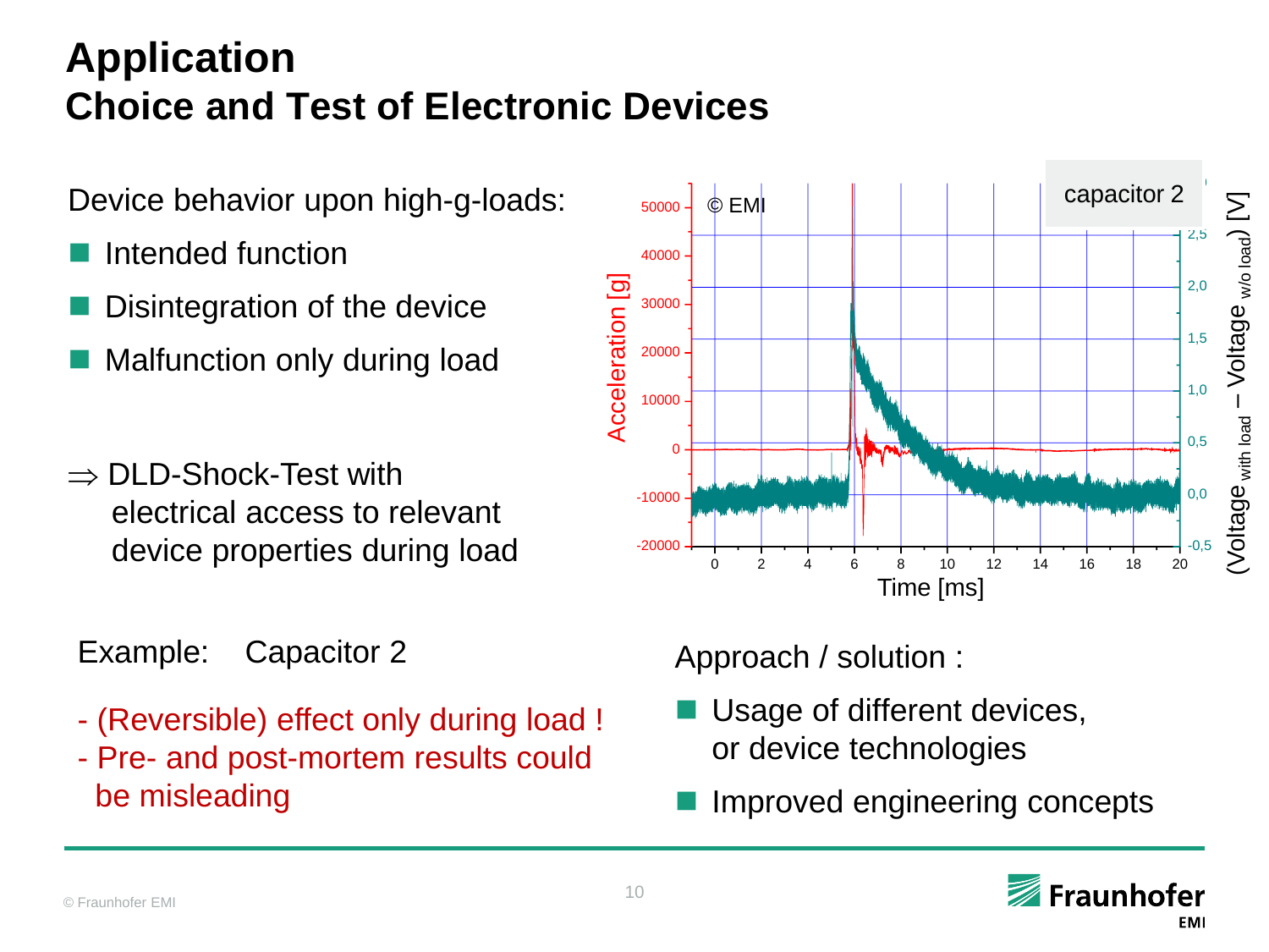# Application
## Choice and Test of Electronic Devices

Device behavior upon high-g-loads:

- Intended function
- Disintegration of the device
- Malfunction only during load

⇒ DLD-Shock-Test with electrical access to relevant device properties during load

Example: Capacitor 2

- (Reversible) effect only during load !
- Pre- and post-mortem results could be misleading

Approach / solution :

- Usage of different devices, or device technologies
- Improved engineering concepts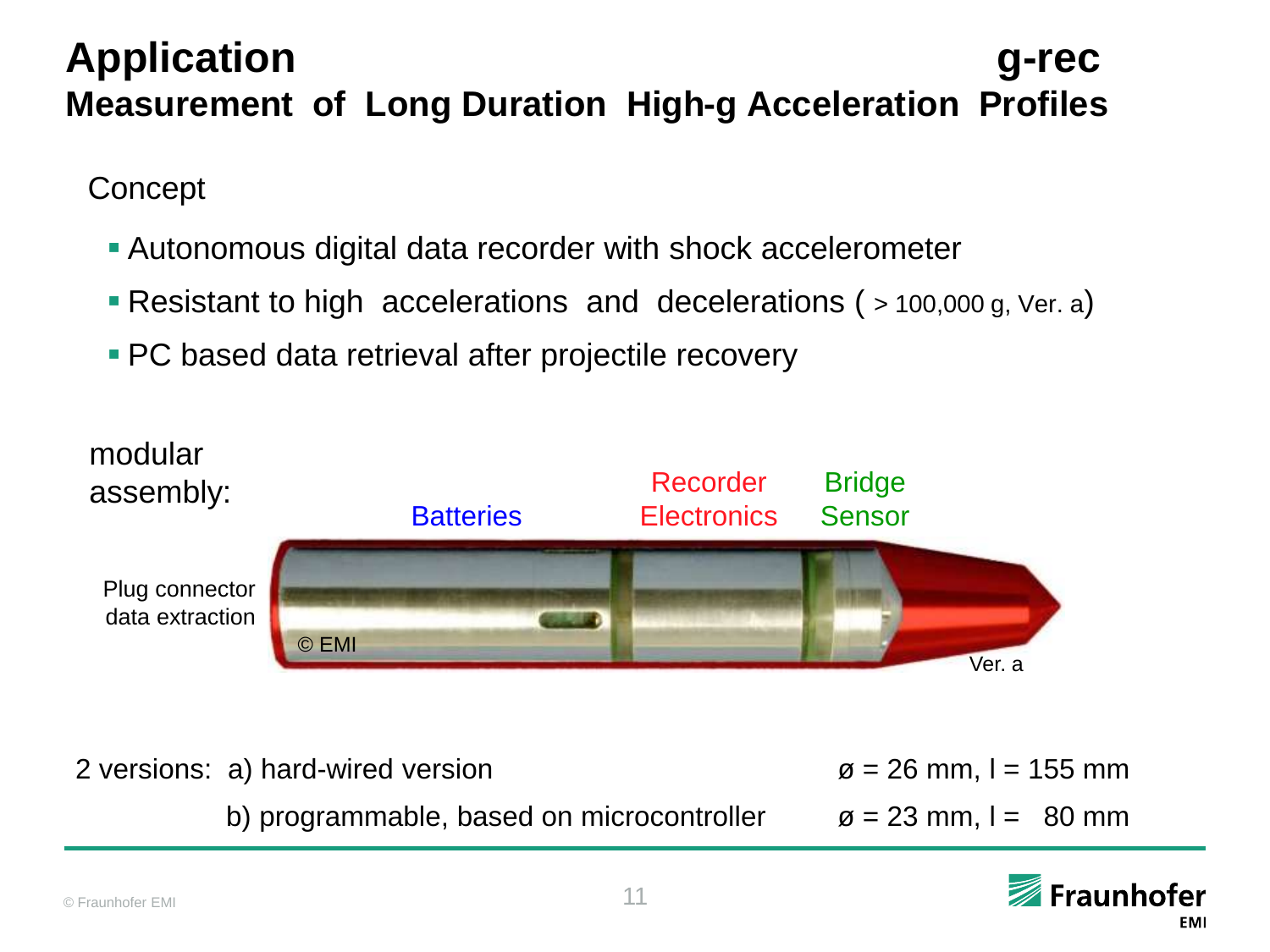# Application g-rec

## Measurement of Long Duration High-g Acceleration Profiles

Concept

- Autonomous digital data recorder with shock accelerometer
- Resistant to high accelerations and decelerations ( > 100,000 g, Ver. a)
- PC based data retrieval after projectile recovery

modular assembly:

Batteries

Recorder Electronics

Bridge Sensor

Plug connector data extraction

© EMI

Ver. a

2 versions: a) hard-wired version ø = 26 mm, l = 155 mm

b) programmable, based on microcontroller ø = 23 mm, l = 80 mm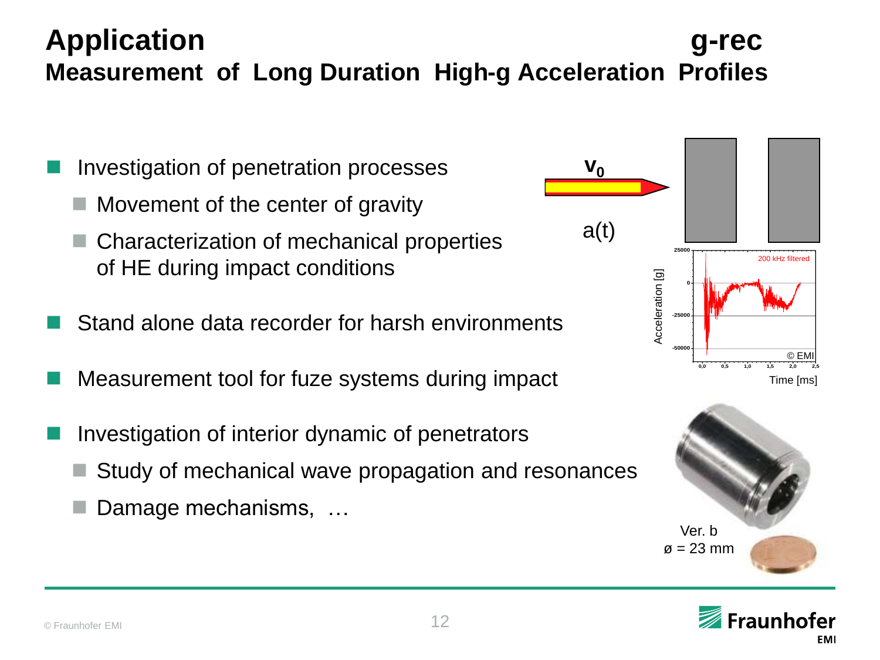# Application g-rec

## Measurement of Long Duration High-g Acceleration Profiles

- Investigation of penetration processes
  - Movement of the center of gravity
  - Characterization of mechanical properties of HE during impact conditions
- Stand alone data recorder for harsh environments
- Measurement tool for fuze systems during impact
- Investigation of interior dynamic of penetrators
  - Study of mechanical wave propagation and resonances
  - Damage mechanisms, …

$v_0$

a(t)

Acceleration [g]

200 kHz filtered

© EMI

Time [ms]

Ver. b
ø = 23 mm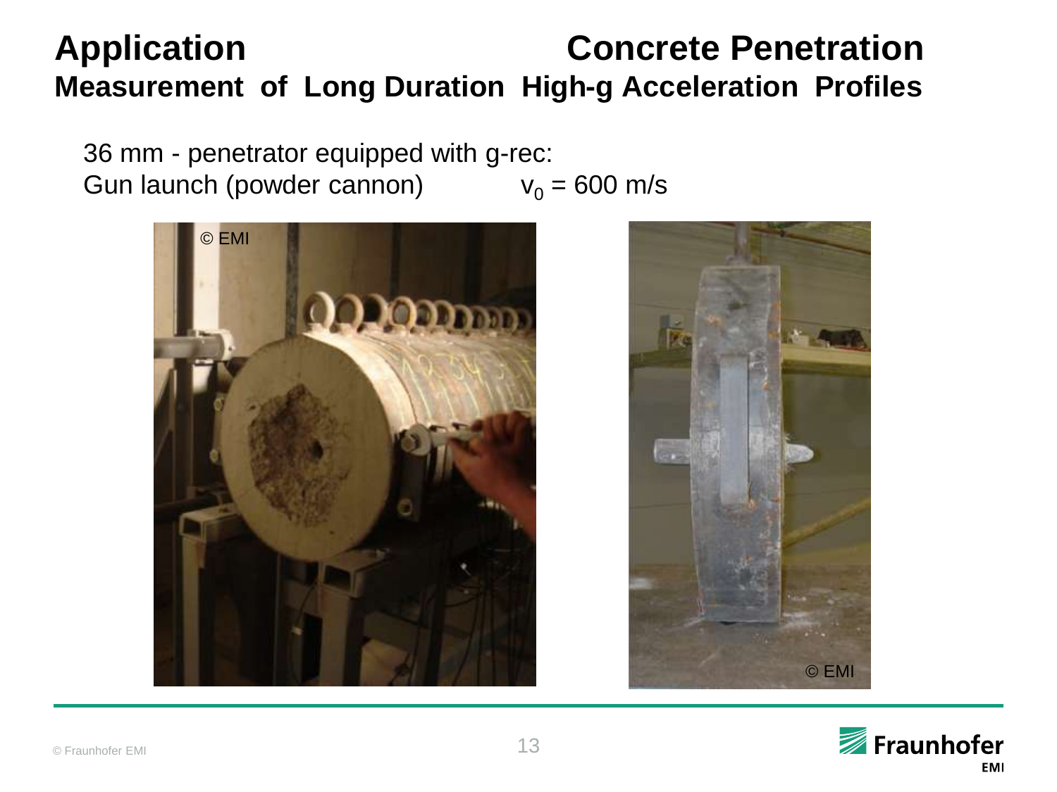# Application Concrete Penetration

## Measurement of Long Duration High-g Acceleration Profiles

36 mm - penetrator equipped with g-rec:
Gun launch (powder cannon) $v_0$ = 600 m/s

© EMI

© EMI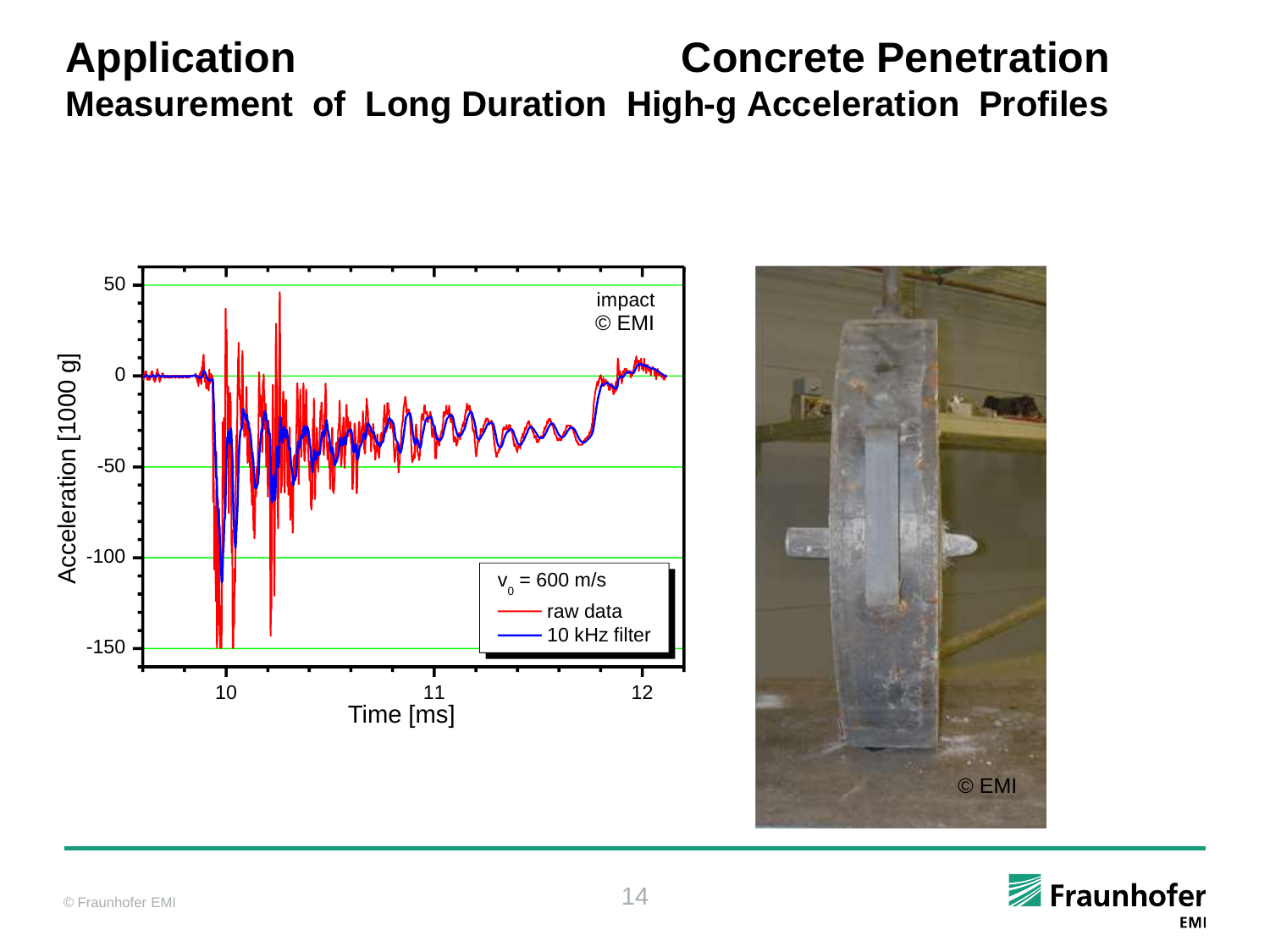# Application Concrete Penetration

## Measurement of Long Duration High-g Acceleration Profiles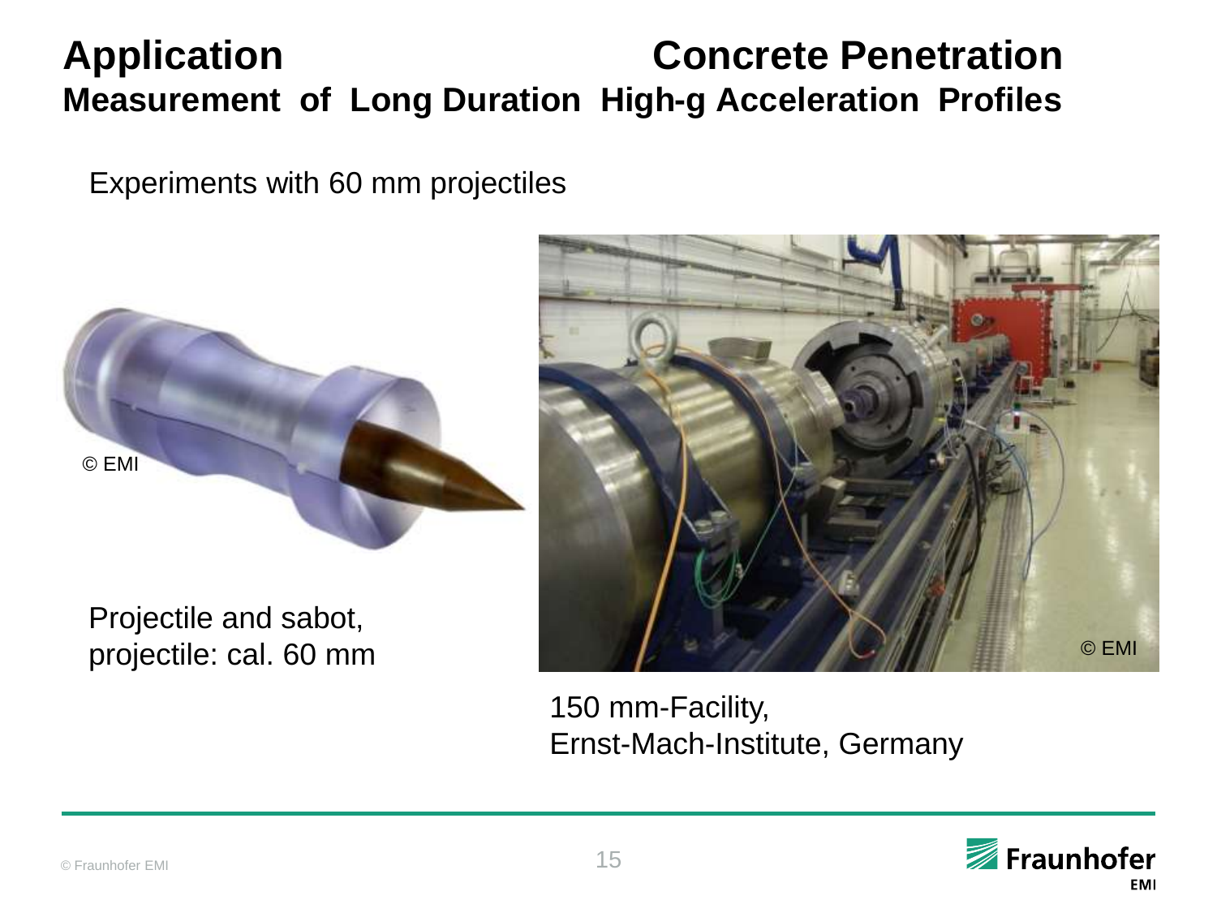# Application Concrete Penetration

## Measurement of Long Duration High-g Acceleration Profiles

Experiments with 60 mm projectiles

© EMI

Projectile and sabot, projectile: cal. 60 mm

© EMI

150 mm-Facility, Ernst-Mach-Institute, Germany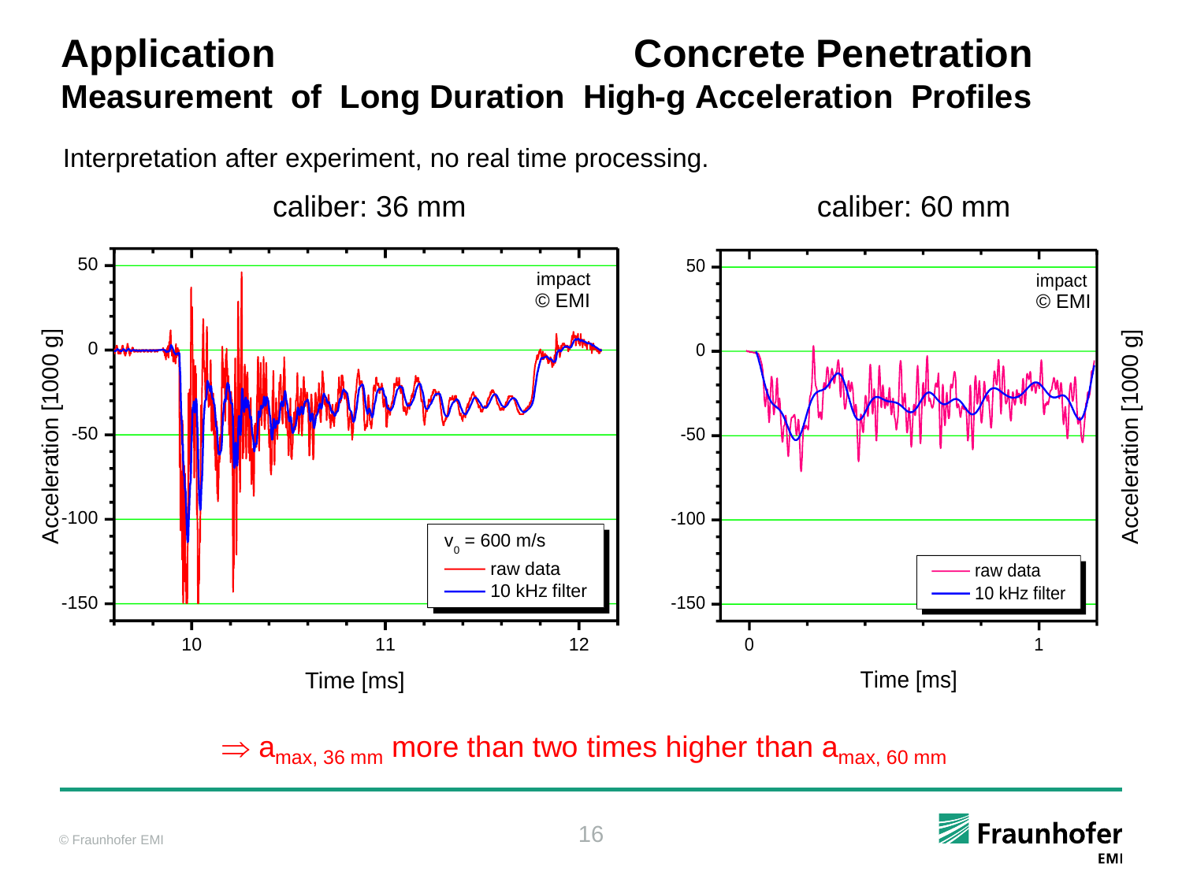# Application Concrete Penetration

## Measurement of Long Duration High-g Acceleration Profiles

Interpretation after experiment, no real time processing.

caliber: 36 mm

caliber: 60 mm

$\Rightarrow a_{max,\,36\,mm}$ more than two times higher than $a_{max,\,60\,mm}$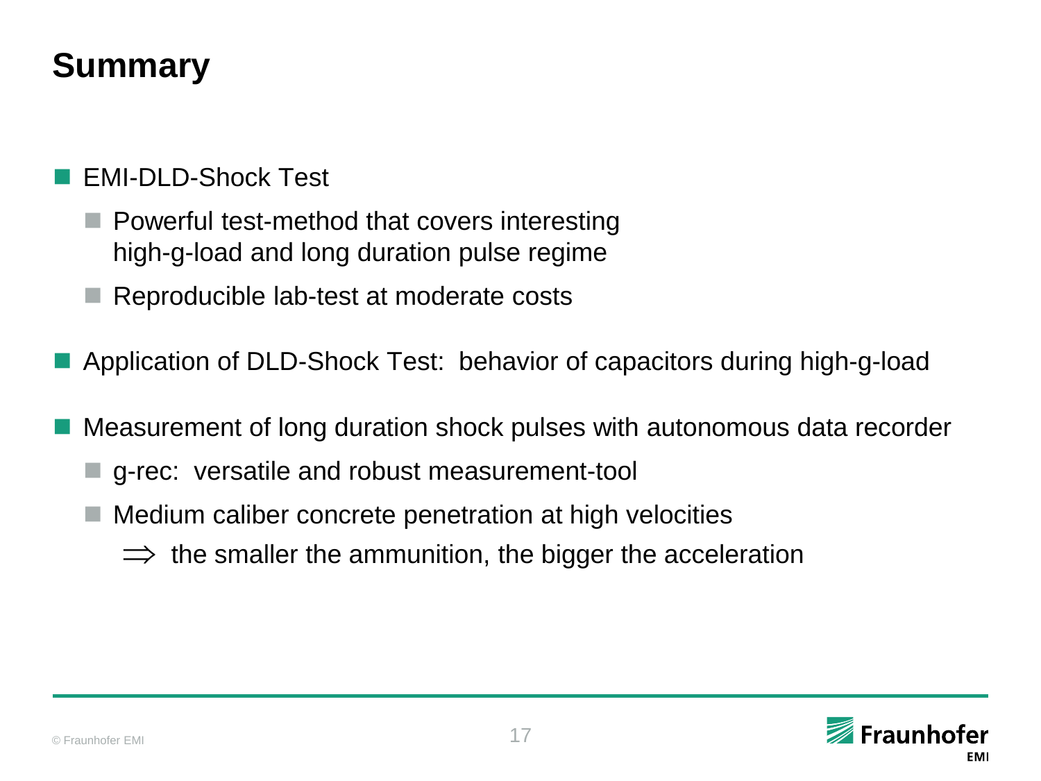# Summary

- EMI-DLD-Shock Test
  - Powerful test-method that covers interesting high-g-load and long duration pulse regime
  - Reproducible lab-test at moderate costs
- Application of DLD-Shock Test: behavior of capacitors during high-g-load
- Measurement of long duration shock pulses with autonomous data recorder
  - g-rec: versatile and robust measurement-tool
  - Medium caliber concrete penetration at high velocities

    $\Longrightarrow$ the smaller the ammunition, the bigger the acceleration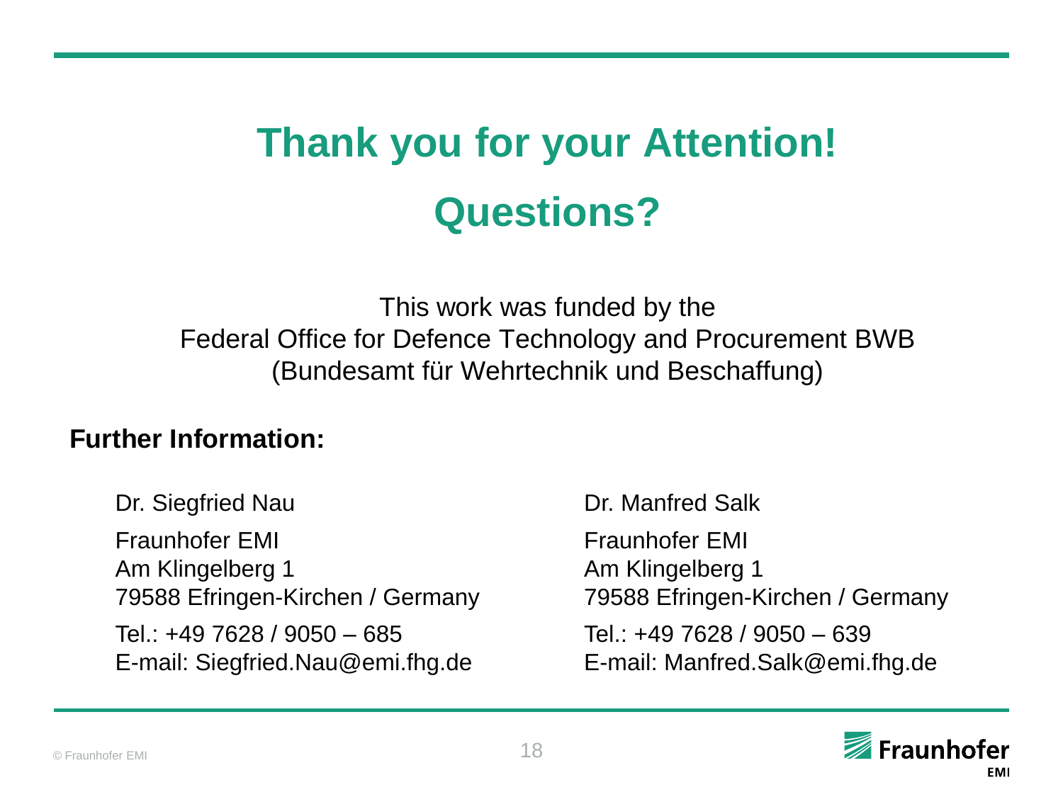# Thank you for your Attention!

# Questions?

This work was funded by the
Federal Office for Defence Technology and Procurement BWB
(Bundesamt für Wehrtechnik und Beschaffung)

**Further Information:**

Dr. Siegfried Nau

Fraunhofer EMI
Am Klingelberg 1
79588 Efringen-Kirchen / Germany

Tel.: +49 7628 / 9050 – 685
E-mail: Siegfried.Nau@emi.fhg.de

Dr. Manfred Salk

Fraunhofer EMI
Am Klingelberg 1
79588 Efringen-Kirchen / Germany

Tel.: +49 7628 / 9050 – 639
E-mail: Manfred.Salk@emi.fhg.de